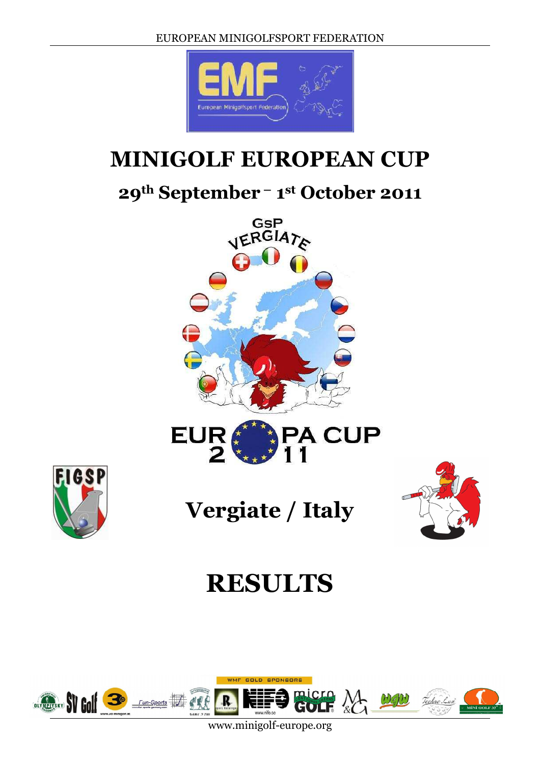# MINIGOLF EUROPEAN CUP

## 29th September – 1st October 2011

# Vergiate / Italy

# RESULTS

www.minigolf-europe.org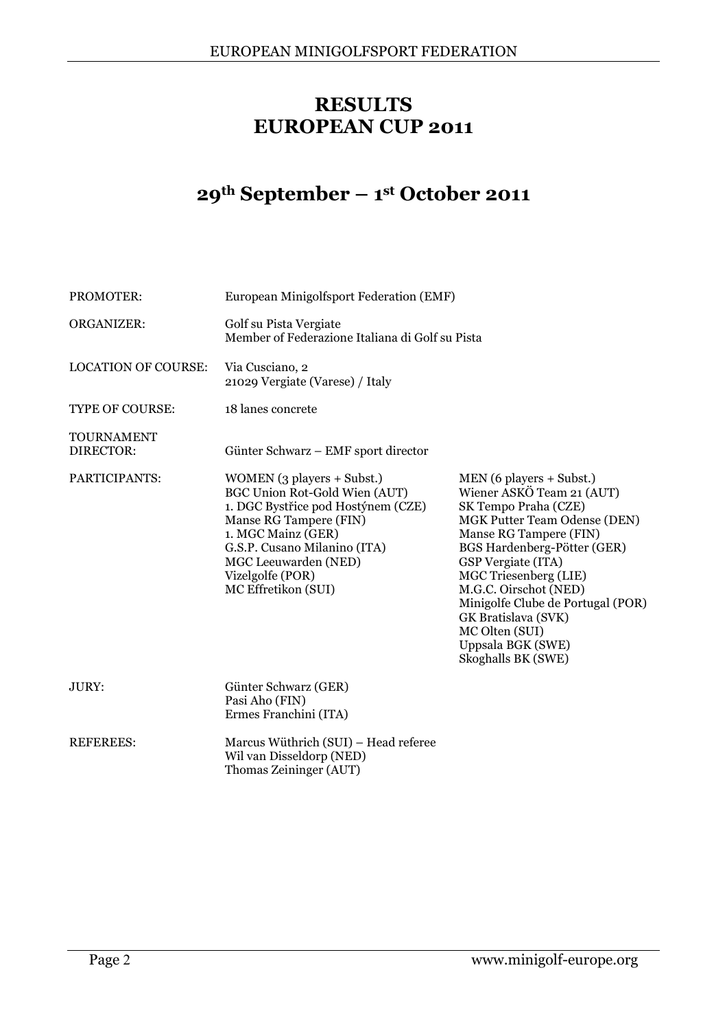# RESULTS
# EUROPEAN CUP 2011

## 29th September – 1st October 2011

PROMOTER: European Minigolfsport Federation (EMF)

ORGANIZER: Golf su Pista Vergiate
Member of Federazione Italiana di Golf su Pista

LOCATION OF COURSE: Via Cusciano, 2
21029 Vergiate (Varese) / Italy

TYPE OF COURSE: 18 lanes concrete

TOURNAMENT DIRECTOR: Günter Schwarz – EMF sport director

PARTICIPANTS:

WOMEN (3 players + Subst.)
BGC Union Rot-Gold Wien (AUT)
1. DGC Bystřice pod Hostýnem (CZE)
Manse RG Tampere (FIN)
1. MGC Mainz (GER)
G.S.P. Cusano Milanino (ITA)
MGC Leeuwarden (NED)
Vizelgolfe (POR)
MC Effretikon (SUI)

MEN (6 players + Subst.)
Wiener ASKÖ Team 21 (AUT)
SK Tempo Praha (CZE)
MGK Putter Team Odense (DEN)
Manse RG Tampere (FIN)
BGS Hardenberg-Pötter (GER)
GSP Vergiate (ITA)
MGC Triesenberg (LIE)
M.G.C. Oirschot (NED)
Minigolfe Clube de Portugal (POR)
GK Bratislava (SVK)
MC Olten (SUI)
Uppsala BGK (SWE)
Skoghalls BK (SWE)

JURY:
Günter Schwarz (GER)
Pasi Aho (FIN)
Ermes Franchini (ITA)

REFEREES:
Marcus Wüthrich (SUI) – Head referee
Wil van Disseldorp (NED)
Thomas Zeininger (AUT)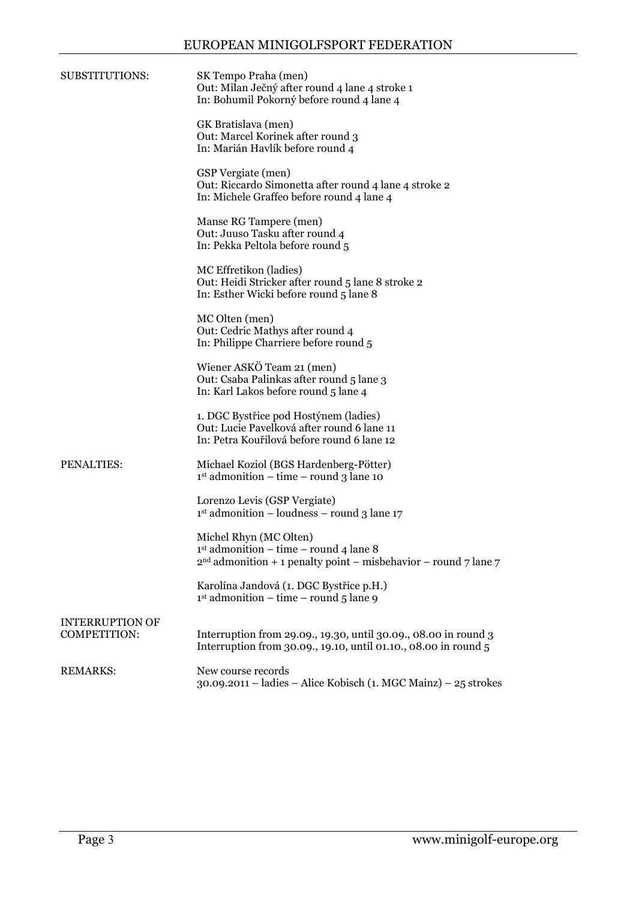**SUBSTITUTIONS:**

SK Tempo Praha (men)
Out: Milan Ječný after round 4 lane 4 stroke 1
In: Bohumil Pokorný before round 4 lane 4

GK Bratislava (men)
Out: Marcel Korinek after round 3
In: Marián Havlík before round 4

GSP Vergiate (men)
Out: Riccardo Simonetta after round 4 lane 4 stroke 2
In: Michele Graffeo before round 4 lane 4

Manse RG Tampere (men)
Out: Juuso Tasku after round 4
In: Pekka Peltola before round 5

MC Effretikon (ladies)
Out: Heidi Stricker after round 5 lane 8 stroke 2
In: Esther Wicki before round 5 lane 8

MC Olten (men)
Out: Cedric Mathys after round 4
In: Philippe Charriere before round 5

Wiener ASKÖ Team 21 (men)
Out: Csaba Palinkas after round 5 lane 3
In: Karl Lakos before round 5 lane 4

1. DGC Bystřice pod Hostýnem (ladies)
Out: Lucie Pavelková after round 6 lane 11
In: Petra Kouřilová before round 6 lane 12

**PENALTIES:**

Michael Koziol (BGS Hardenberg-Pötter)
1st admonition – time – round 3 lane 10

Lorenzo Levis (GSP Vergiate)
1st admonition – loudness – round 3 lane 17

Michel Rhyn (MC Olten)
1st admonition – time – round 4 lane 8
2nd admonition + 1 penalty point – misbehavior – round 7 lane 7

Karolína Jandová (1. DGC Bystřice p.H.)
1st admonition – time – round 5 lane 9

**INTERRUPTION OF COMPETITION:**

Interruption from 29.09., 19.30, until 30.09., 08.00 in round 3
Interruption from 30.09., 19.10, until 01.10., 08.00 in round 5

**REMARKS:**

New course records
30.09.2011 – ladies – Alice Kobisch (1. MGC Mainz) – 25 strokes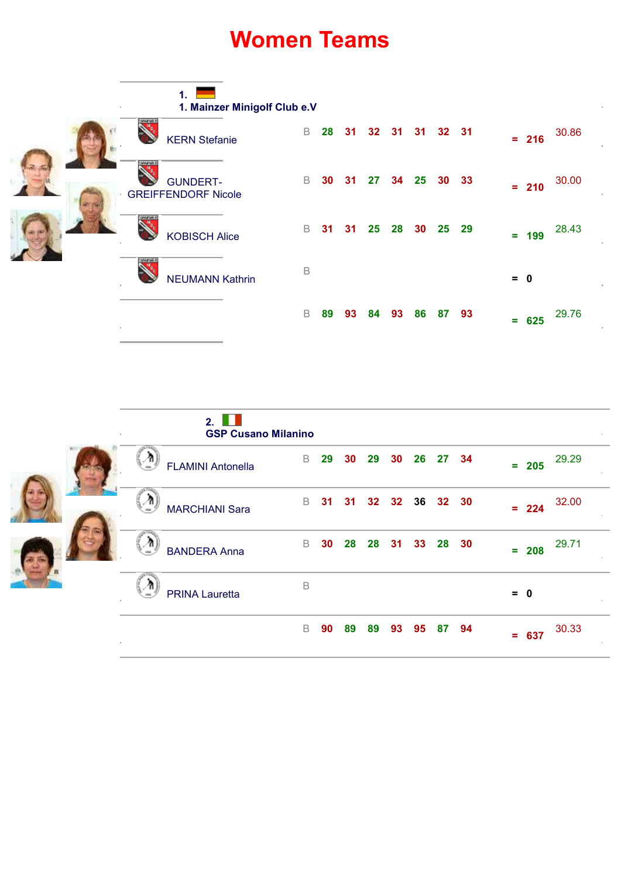# Women Teams

## 1. 1. Mainzer Minigolf Club e.V

| Player | | 1 | 2 | 3 | 4 | 5 | 6 | 7 | | Total | Avg |
|---|---|---|---|---|---|---|---|---|---|---|---|
| KERN Stefanie | B | 28 | 31 | 32 | 31 | 31 | 32 | 31 | = | 216 | 30.86 |
| GUNDERT-GREIFFENDORF Nicole | B | 30 | 31 | 27 | 34 | 25 | 30 | 33 | = | 210 | 30.00 |
| KOBISCH Alice | B | 31 | 31 | 25 | 28 | 30 | 25 | 29 | = | 199 | 28.43 |
| NEUMANN Kathrin | B | | | | | | | | = | 0 | |
| | B | 89 | 93 | 84 | 93 | 86 | 87 | 93 | = | 625 | 29.76 |

## 2. GSP Cusano Milanino

| Player | | 1 | 2 | 3 | 4 | 5 | 6 | 7 | | Total | Avg |
|---|---|---|---|---|---|---|---|---|---|---|---|
| FLAMINI Antonella | B | 29 | 30 | 29 | 30 | 26 | 27 | 34 | = | 205 | 29.29 |
| MARCHIANI Sara | B | 31 | 31 | 32 | 32 | 36 | 32 | 30 | = | 224 | 32.00 |
| BANDERA Anna | B | 30 | 28 | 28 | 31 | 33 | 28 | 30 | = | 208 | 29.71 |
| PRINA Lauretta | B | | | | | | | | = | 0 | |
| | B | 90 | 89 | 89 | 93 | 95 | 87 | 94 | = | 637 | 30.33 |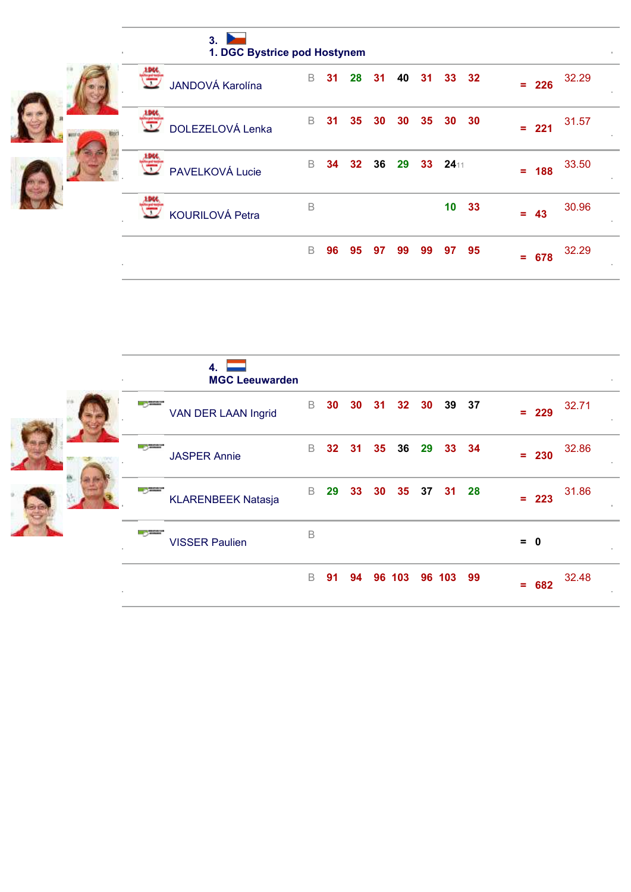## 3. 1. DGC Bystrice pod Hostynem

| Player | | R1 | R2 | R3 | R4 | R5 | R6 | R7 | | Total | Avg |
|---|---|---|---|---|---|---|---|---|---|---|---|
| JANDOVÁ Karolína | B | 31 | 28 | 31 | 40 | 31 | 33 | 32 | = | 226 | 32.29 |
| DOLEZELOVÁ Lenka | B | 31 | 35 | 30 | 30 | 35 | 30 | 30 | = | 221 | 31.57 |
| PAVELKOVÁ Lucie | B | 34 | 32 | 36 | 29 | 33 | 24 11 | | = | 188 | 33.50 |
| KOURILOVÁ Petra | B | | | | | | 10 | 33 | = | 43 | 30.96 |
| | B | 96 | 95 | 97 | 99 | 99 | 97 | 95 | = | 678 | 32.29 |

## 4. MGC Leeuwarden

| Player | | R1 | R2 | R3 | R4 | R5 | R6 | R7 | | Total | Avg |
|---|---|---|---|---|---|---|---|---|---|---|---|
| VAN DER LAAN Ingrid | B | 30 | 30 | 31 | 32 | 30 | 39 | 37 | = | 229 | 32.71 |
| JASPER Annie | B | 32 | 31 | 35 | 36 | 29 | 33 | 34 | = | 230 | 32.86 |
| KLARENBEEK Natasja | B | 29 | 33 | 30 | 35 | 37 | 31 | 28 | = | 223 | 31.86 |
| VISSER Paulien | B | | | | | | | | = | 0 | |
| | B | 91 | 94 | 96 | 103 | 96 | 103 | 99 | = | 682 | 32.48 |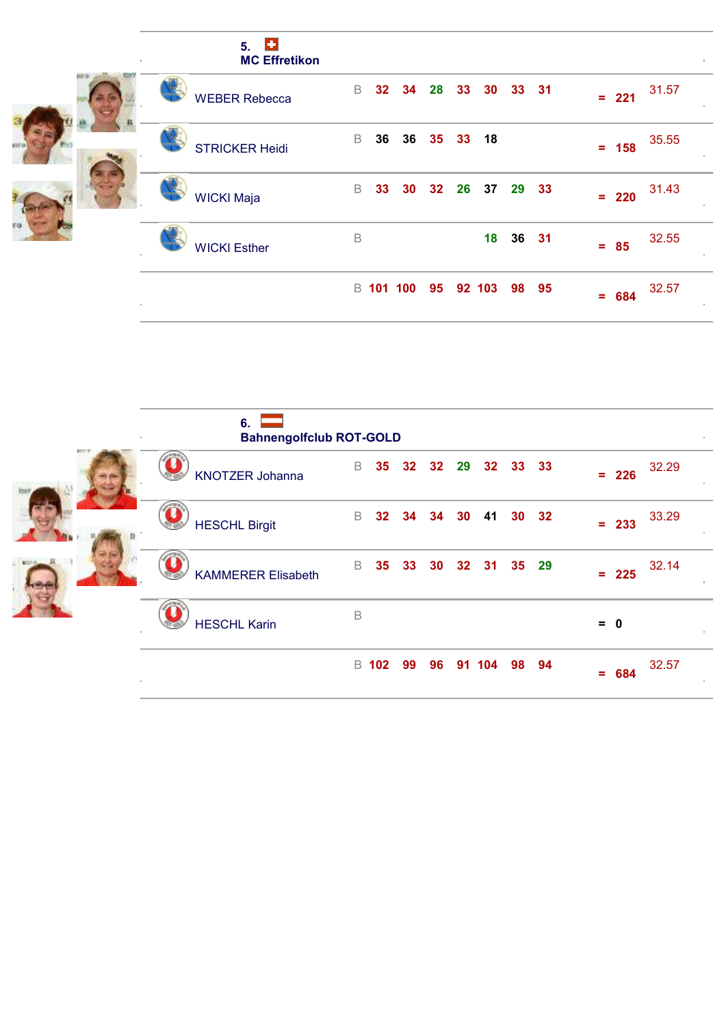## 5. MC Effretikon

| Player | | R1 | R2 | R3 | R4 | R5 | R6 | R7 | | Total | Avg |
|---|---|---|---|---|---|---|---|---|---|---|---|
| WEBER Rebecca | B | 32 | 34 | 28 | 33 | 30 | 33 | 31 | = | 221 | 31.57 |
| STRICKER Heidi | B | 36 | 36 | 35 | 33 | 18 | | | = | 158 | 35.55 |
| WICKI Maja | B | 33 | 30 | 32 | 26 | 37 | 29 | 33 | = | 220 | 31.43 |
| WICKI Esther | B | | | | | 18 | 36 | 31 | = | 85 | 32.55 |
| | B | 101 | 100 | 95 | 92 | 103 | 98 | 95 | = | 684 | 32.57 |

## 6. Bahnengolfclub ROT-GOLD

| Player | | R1 | R2 | R3 | R4 | R5 | R6 | R7 | | Total | Avg |
|---|---|---|---|---|---|---|---|---|---|---|---|
| KNOTZER Johanna | B | 35 | 32 | 32 | 29 | 32 | 33 | 33 | = | 226 | 32.29 |
| HESCHL Birgit | B | 32 | 34 | 34 | 30 | 41 | 30 | 32 | = | 233 | 33.29 |
| KAMMERER Elisabeth | B | 35 | 33 | 30 | 32 | 31 | 35 | 29 | = | 225 | 32.14 |
| HESCHL Karin | B | | | | | | | | = | 0 | |
| | B | 102 | 99 | 96 | 91 | 104 | 98 | 94 | = | 684 | 32.57 |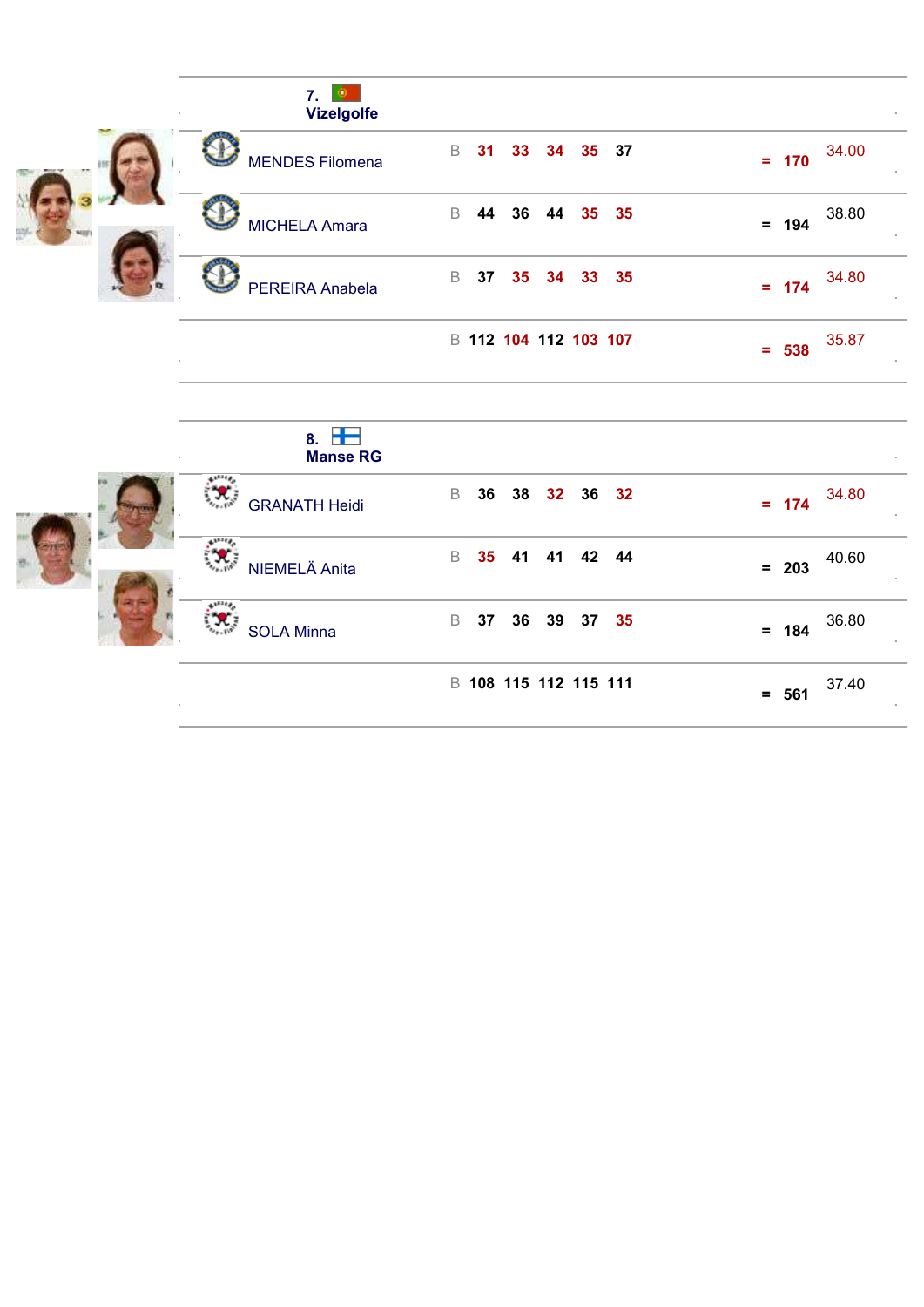## 7. Vizelgolfe

| Player | | R1 | R2 | R3 | R4 | R5 | | Total | Avg |
|---|---|---|---|---|---|---|---|---|---|
| MENDES Filomena | B | 31 | 33 | 34 | 35 | 37 | = | 170 | 34.00 |
| MICHELA Amara | B | 44 | 36 | 44 | 35 | 35 | = | 194 | 38.80 |
| PEREIRA Anabela | B | 37 | 35 | 34 | 33 | 35 | = | 174 | 34.80 |
| | B | 112 | 104 | 112 | 103 | 107 | = | 538 | 35.87 |

## 8. Manse RG

| Player | | R1 | R2 | R3 | R4 | R5 | | Total | Avg |
|---|---|---|---|---|---|---|---|---|---|
| GRANATH Heidi | B | 36 | 38 | 32 | 36 | 32 | = | 174 | 34.80 |
| NIEMELÄ Anita | B | 35 | 41 | 41 | 42 | 44 | = | 203 | 40.60 |
| SOLA Minna | B | 37 | 36 | 39 | 37 | 35 | = | 184 | 36.80 |
| | B | 108 | 115 | 112 | 115 | 111 | = | 561 | 37.40 |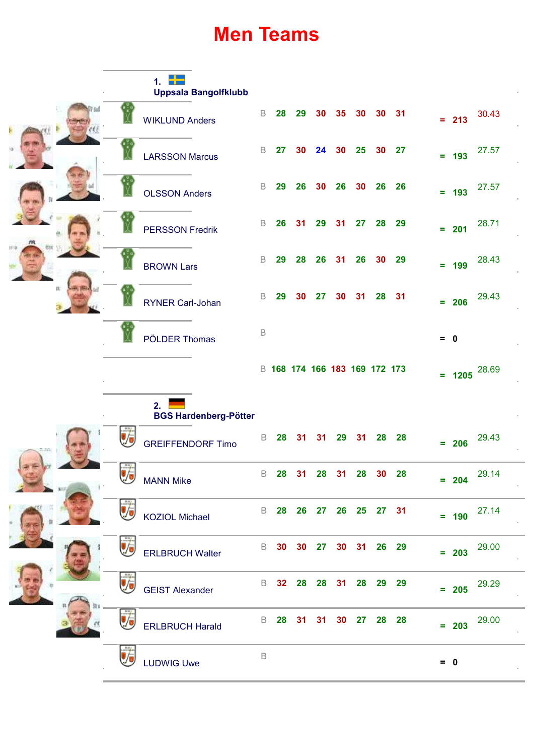# Men Teams

## 1. Uppsala Bangolfklubb

| Player | | | | | | | | | | Total | Avg |
|---|---|---|---|---|---|---|---|---|---|---|---|
| WIKLUND Anders | B | 28 | 29 | 30 | 35 | 30 | 30 | 31 | = | 213 | 30.43 |
| LARSSON Marcus | B | 27 | 30 | 24 | 30 | 25 | 30 | 27 | = | 193 | 27.57 |
| OLSSON Anders | B | 29 | 26 | 30 | 26 | 30 | 26 | 26 | = | 193 | 27.57 |
| PERSSON Fredrik | B | 26 | 31 | 29 | 31 | 27 | 28 | 29 | = | 201 | 28.71 |
| BROWN Lars | B | 29 | 28 | 26 | 31 | 26 | 30 | 29 | = | 199 | 28.43 |
| RYNER Carl-Johan | B | 29 | 30 | 27 | 30 | 31 | 28 | 31 | = | 206 | 29.43 |
| PÖLDER Thomas | B | | | | | | | | = | 0 | |
| | B | 168 | 174 | 166 | 183 | 169 | 172 | 173 | = | 1205 | 28.69 |

## 2. BGS Hardenberg-Pötter

| Player | | | | | | | | | | Total | Avg |
|---|---|---|---|---|---|---|---|---|---|---|---|
| GREIFFENDORF Timo | B | 28 | 31 | 31 | 29 | 31 | 28 | 28 | = | 206 | 29.43 |
| MANN Mike | B | 28 | 31 | 28 | 31 | 28 | 30 | 28 | = | 204 | 29.14 |
| KOZIOL Michael | B | 28 | 26 | 27 | 26 | 25 | 27 | 31 | = | 190 | 27.14 |
| ERLBRUCH Walter | B | 30 | 30 | 27 | 30 | 31 | 26 | 29 | = | 203 | 29.00 |
| GEIST Alexander | B | 32 | 28 | 28 | 31 | 28 | 29 | 29 | = | 205 | 29.29 |
| ERLBRUCH Harald | B | 28 | 31 | 31 | 30 | 27 | 28 | 28 | = | 203 | 29.00 |
| LUDWIG Uwe | B | | | | | | | | = | 0 | |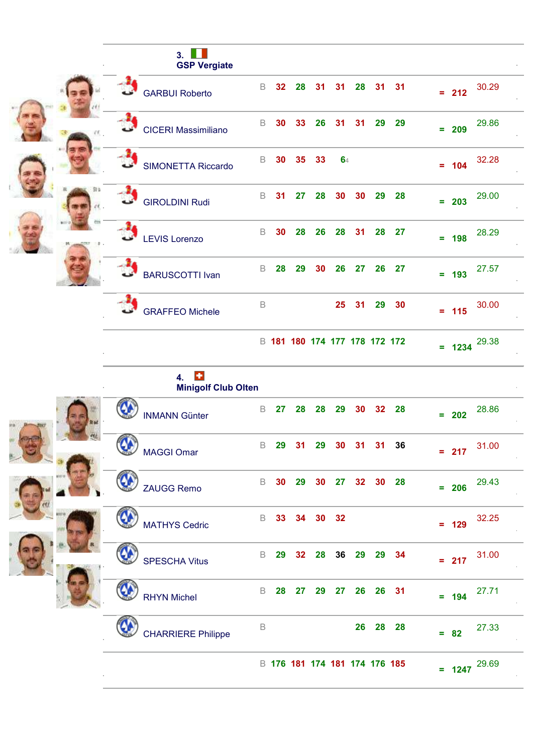## 3. GSP Vergiate

| Player | | R1 | R2 | R3 | R4 | R5 | R6 | R7 | | Total | Avg |
|---|---|---|---|---|---|---|---|---|---|---|---|
| GARBUI Roberto | B | 32 | 28 | 31 | 31 | 28 | 31 | 31 | = | 212 | 30.29 |
| CICERI Massimiliano | B | 30 | 33 | 26 | 31 | 31 | 29 | 29 | = | 209 | 29.86 |
| SIMONETTA Riccardo | B | 30 | 35 | 33 | 64 | | | | = | 104 | 32.28 |
| GIROLDINI Rudi | B | 31 | 27 | 28 | 30 | 30 | 29 | 28 | = | 203 | 29.00 |
| LEVIS Lorenzo | B | 30 | 28 | 26 | 28 | 31 | 28 | 27 | = | 198 | 28.29 |
| BARUSCOTTI Ivan | B | 28 | 29 | 30 | 26 | 27 | 26 | 27 | = | 193 | 27.57 |
| GRAFFEO Michele | B | | | | 25 | 31 | 29 | 30 | = | 115 | 30.00 |
| | B | 181 | 180 | 174 | 177 | 178 | 172 | 172 | = | 1234 | 29.38 |

## 4. Minigolf Club Olten

| Player | | R1 | R2 | R3 | R4 | R5 | R6 | R7 | | Total | Avg |
|---|---|---|---|---|---|---|---|---|---|---|---|
| INMANN Günter | B | 27 | 28 | 28 | 29 | 30 | 32 | 28 | = | 202 | 28.86 |
| MAGGI Omar | B | 29 | 31 | 29 | 30 | 31 | 31 | 36 | = | 217 | 31.00 |
| ZAUGG Remo | B | 30 | 29 | 30 | 27 | 32 | 30 | 28 | = | 206 | 29.43 |
| MATHYS Cedric | B | 33 | 34 | 30 | 32 | | | | = | 129 | 32.25 |
| SPESCHA Vitus | B | 29 | 32 | 28 | 36 | 29 | 29 | 34 | = | 217 | 31.00 |
| RHYN Michel | B | 28 | 27 | 29 | 27 | 26 | 26 | 31 | = | 194 | 27.71 |
| CHARRIERE Philippe | B | | | | | 26 | 28 | 28 | = | 82 | 27.33 |
| | B | 176 | 181 | 174 | 181 | 174 | 176 | 185 | = | 1247 | 29.69 |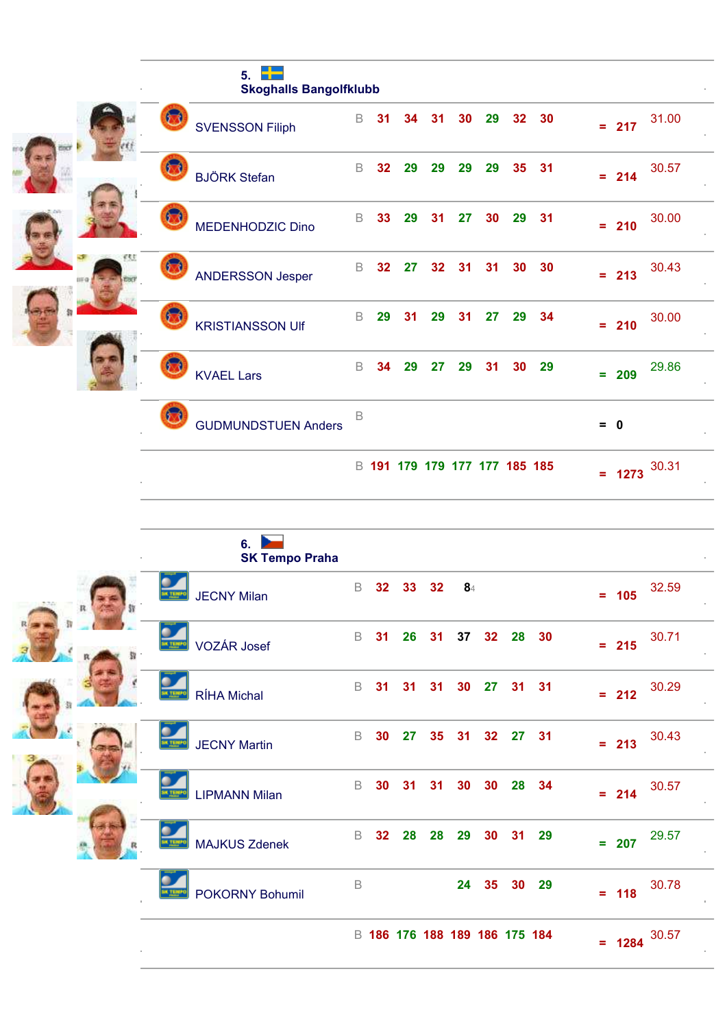## 5. Skoghalls Bangolfklubb

| Player | | R1 | R2 | R3 | R4 | R5 | R6 | R7 | | Total | Avg |
|---|---|---|---|---|---|---|---|---|---|---|---|
| SVENSSON Filiph | B | 31 | 34 | 31 | 30 | 29 | 32 | 30 | = | 217 | 31.00 |
| BJÖRK Stefan | B | 32 | 29 | 29 | 29 | 29 | 35 | 31 | = | 214 | 30.57 |
| MEDENHODZIC Dino | B | 33 | 29 | 31 | 27 | 30 | 29 | 31 | = | 210 | 30.00 |
| ANDERSSON Jesper | B | 32 | 27 | 32 | 31 | 31 | 30 | 30 | = | 213 | 30.43 |
| KRISTIANSSON Ulf | B | 29 | 31 | 29 | 31 | 27 | 29 | 34 | = | 210 | 30.00 |
| KVAEL Lars | B | 34 | 29 | 27 | 29 | 31 | 30 | 29 | = | 209 | 29.86 |
| GUDMUNDSTUEN Anders | B | | | | | | | | = | 0 | |
| | B | 191 | 179 | 179 | 177 | 177 | 185 | 185 | = | 1273 | 30.31 |

## 6. SK Tempo Praha

| Player | | R1 | R2 | R3 | R4 | R5 | R6 | R7 | | Total | Avg |
|---|---|---|---|---|---|---|---|---|---|---|---|
| JECNY Milan | B | 32 | 33 | 32 | 8 4 | | | | = | 105 | 32.59 |
| VOZÁR Josef | B | 31 | 26 | 31 | 37 | 32 | 28 | 30 | = | 215 | 30.71 |
| ŘÍHA Michal | B | 31 | 31 | 31 | 30 | 27 | 31 | 31 | = | 212 | 30.29 |
| JECNY Martin | B | 30 | 27 | 35 | 31 | 32 | 27 | 31 | = | 213 | 30.43 |
| LIPMANN Milan | B | 30 | 31 | 31 | 30 | 30 | 28 | 34 | = | 214 | 30.57 |
| MAJKUS Zdenek | B | 32 | 28 | 28 | 29 | 30 | 31 | 29 | = | 207 | 29.57 |
| POKORNY Bohumil | B | | | | 24 | 35 | 30 | 29 | = | 118 | 30.78 |
| | B | 186 | 176 | 188 | 189 | 186 | 175 | 184 | = | 1284 | 30.57 |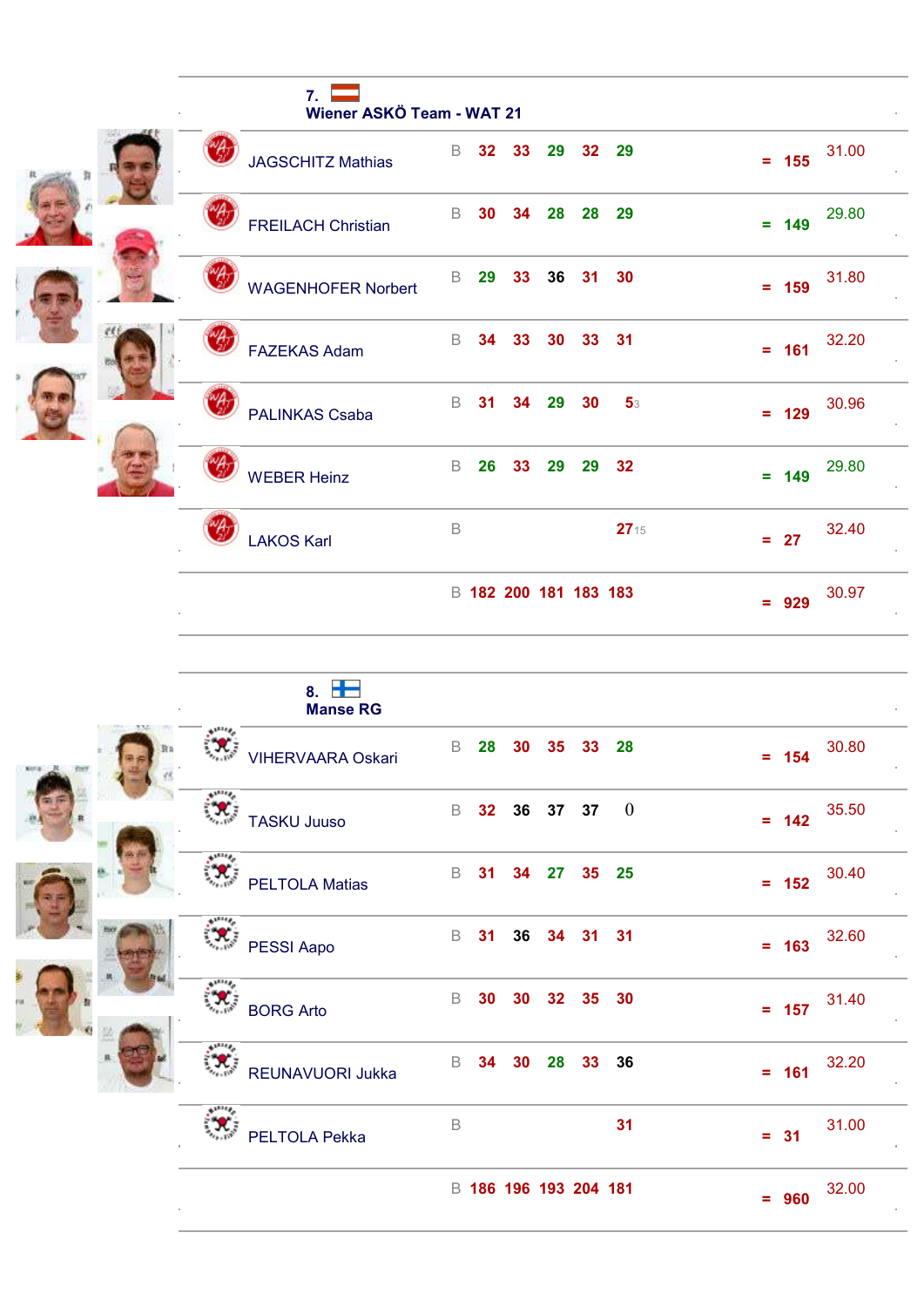## 7. Wiener ASKÖ Team - WAT 21

| Player | | R1 | R2 | R3 | R4 | R5 | | Total | Avg |
|---|---|---|---|---|---|---|---|---|---|
| JAGSCHITZ Mathias | B | 32 | 33 | 29 | 32 | 29 | = | 155 | 31.00 |
| FREILACH Christian | B | 30 | 34 | 28 | 28 | 29 | = | 149 | 29.80 |
| WAGENHOFER Norbert | B | 29 | 33 | 36 | 31 | 30 | = | 159 | 31.80 |
| FAZEKAS Adam | B | 34 | 33 | 30 | 33 | 31 | = | 161 | 32.20 |
| PALINKAS Csaba | B | 31 | 34 | 29 | 30 | 5 3 | = | 129 | 30.96 |
| WEBER Heinz | B | 26 | 33 | 29 | 29 | 32 | = | 149 | 29.80 |
| LAKOS Karl | B | | | | | 27 15 | = | 27 | 32.40 |
| | B | 182 | 200 | 181 | 183 | 183 | = | 929 | 30.97 |

## 8. Manse RG

| Player | | R1 | R2 | R3 | R4 | R5 | | Total | Avg |
|---|---|---|---|---|---|---|---|---|---|
| VIHERVAARA Oskari | B | 28 | 30 | 35 | 33 | 28 | = | 154 | 30.80 |
| TASKU Juuso | B | 32 | 36 | 37 | 37 | 0 | = | 142 | 35.50 |
| PELTOLA Matias | B | 31 | 34 | 27 | 35 | 25 | = | 152 | 30.40 |
| PESSI Aapo | B | 31 | 36 | 34 | 31 | 31 | = | 163 | 32.60 |
| BORG Arto | B | 30 | 30 | 32 | 35 | 30 | = | 157 | 31.40 |
| REUNAVUORI Jukka | B | 34 | 30 | 28 | 33 | 36 | = | 161 | 32.20 |
| PELTOLA Pekka | B | | | | | 31 | = | 31 | 31.00 |
| | B | 186 | 196 | 193 | 204 | 181 | = | 960 | 32.00 |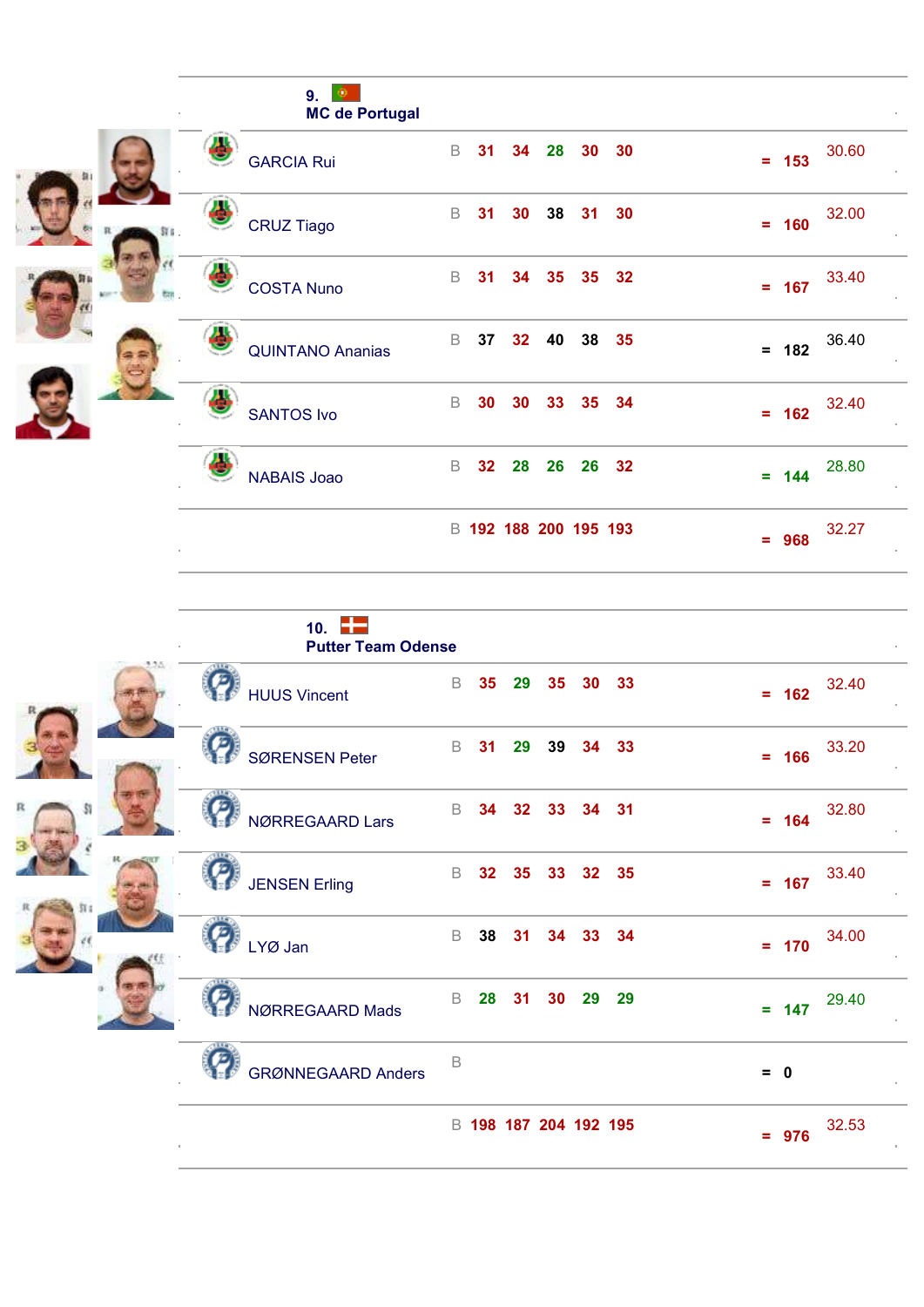## 9. MC de Portugal

| Player | | R1 | R2 | R3 | R4 | R5 | | Total | Avg |
|---|---|---|---|---|---|---|---|---|---|
| GARCIA Rui | B | 31 | 34 | 28 | 30 | 30 | = | 153 | 30.60 |
| CRUZ Tiago | B | 31 | 30 | 38 | 31 | 30 | = | 160 | 32.00 |
| COSTA Nuno | B | 31 | 34 | 35 | 35 | 32 | = | 167 | 33.40 |
| QUINTANO Ananias | B | 37 | 32 | 40 | 38 | 35 | = | 182 | 36.40 |
| SANTOS Ivo | B | 30 | 30 | 33 | 35 | 34 | = | 162 | 32.40 |
| NABAIS Joao | B | 32 | 28 | 26 | 26 | 32 | = | 144 | 28.80 |
| | B | 192 | 188 | 200 | 195 | 193 | = | 968 | 32.27 |

## 10. Putter Team Odense

| Player | | R1 | R2 | R3 | R4 | R5 | | Total | Avg |
|---|---|---|---|---|---|---|---|---|---|
| HUUS Vincent | B | 35 | 29 | 35 | 30 | 33 | = | 162 | 32.40 |
| SØRENSEN Peter | B | 31 | 29 | 39 | 34 | 33 | = | 166 | 33.20 |
| NØRREGAARD Lars | B | 34 | 32 | 33 | 34 | 31 | = | 164 | 32.80 |
| JENSEN Erling | B | 32 | 35 | 33 | 32 | 35 | = | 167 | 33.40 |
| LYØ Jan | B | 38 | 31 | 34 | 33 | 34 | = | 170 | 34.00 |
| NØRREGAARD Mads | B | 28 | 31 | 30 | 29 | 29 | = | 147 | 29.40 |
| GRØNNEGAARD Anders | B | | | | | | = | 0 | |
| | B | 198 | 187 | 204 | 192 | 195 | = | 976 | 32.53 |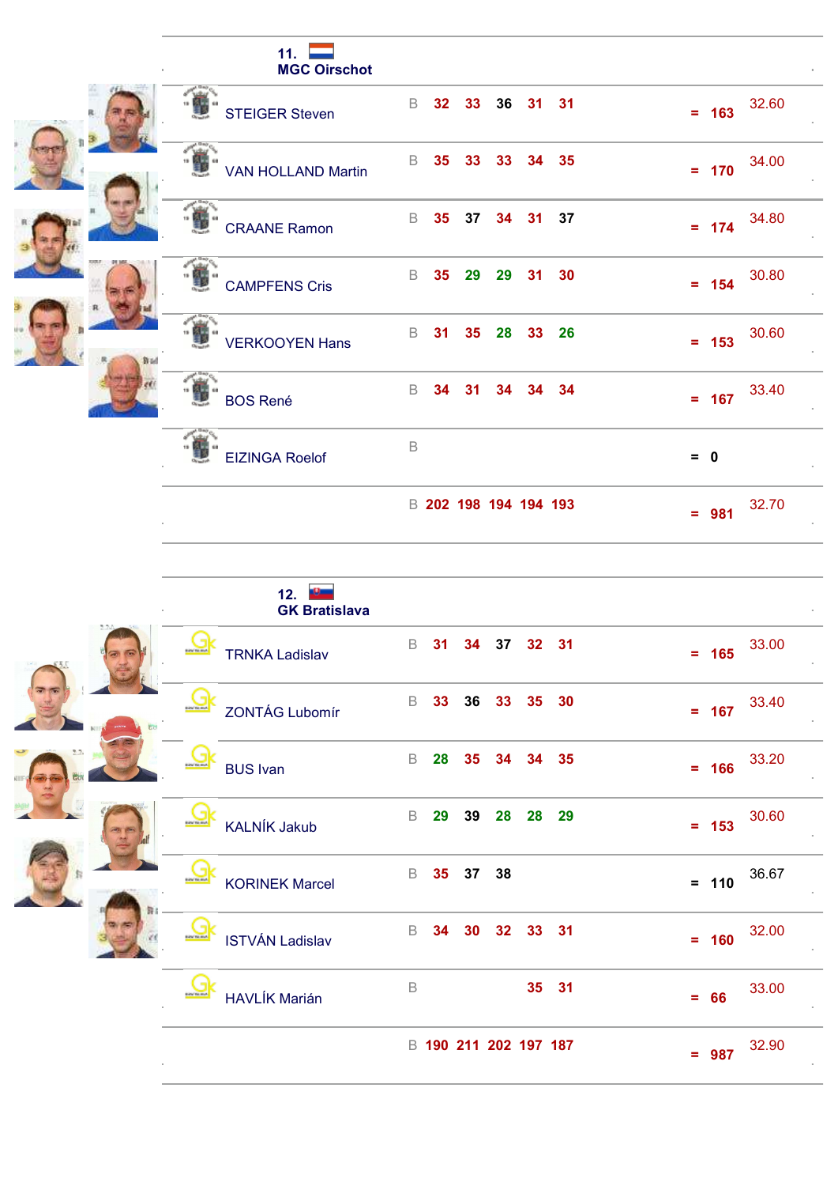## 11. MGC Oirschot

| Player | | R1 | R2 | R3 | R4 | R5 | | Total | Avg |
|---|---|---|---|---|---|---|---|---|---|
| STEIGER Steven | B | 32 | 33 | 36 | 31 | 31 | = | 163 | 32.60 |
| VAN HOLLAND Martin | B | 35 | 33 | 33 | 34 | 35 | = | 170 | 34.00 |
| CRAANE Ramon | B | 35 | 37 | 34 | 31 | 37 | = | 174 | 34.80 |
| CAMPFENS Cris | B | 35 | 29 | 29 | 31 | 30 | = | 154 | 30.80 |
| VERKOOYEN Hans | B | 31 | 35 | 28 | 33 | 26 | = | 153 | 30.60 |
| BOS René | B | 34 | 31 | 34 | 34 | 34 | = | 167 | 33.40 |
| EIZINGA Roelof | B | | | | | | = | 0 | |
| | B | 202 | 198 | 194 | 194 | 193 | = | 981 | 32.70 |

## 12. GK Bratislava

| Player | | R1 | R2 | R3 | R4 | R5 | | Total | Avg |
|---|---|---|---|---|---|---|---|---|---|
| TRNKA Ladislav | B | 31 | 34 | 37 | 32 | 31 | = | 165 | 33.00 |
| ZONTÁG Lubomír | B | 33 | 36 | 33 | 35 | 30 | = | 167 | 33.40 |
| BUS Ivan | B | 28 | 35 | 34 | 34 | 35 | = | 166 | 33.20 |
| KALNÍK Jakub | B | 29 | 39 | 28 | 28 | 29 | = | 153 | 30.60 |
| KORINEK Marcel | B | 35 | 37 | 38 | | | = | 110 | 36.67 |
| ISTVÁN Ladislav | B | 34 | 30 | 32 | 33 | 31 | = | 160 | 32.00 |
| HAVLÍK Marián | B | | | | 35 | 31 | = | 66 | 33.00 |
| | B | 190 | 211 | 202 | 197 | 187 | = | 987 | 32.90 |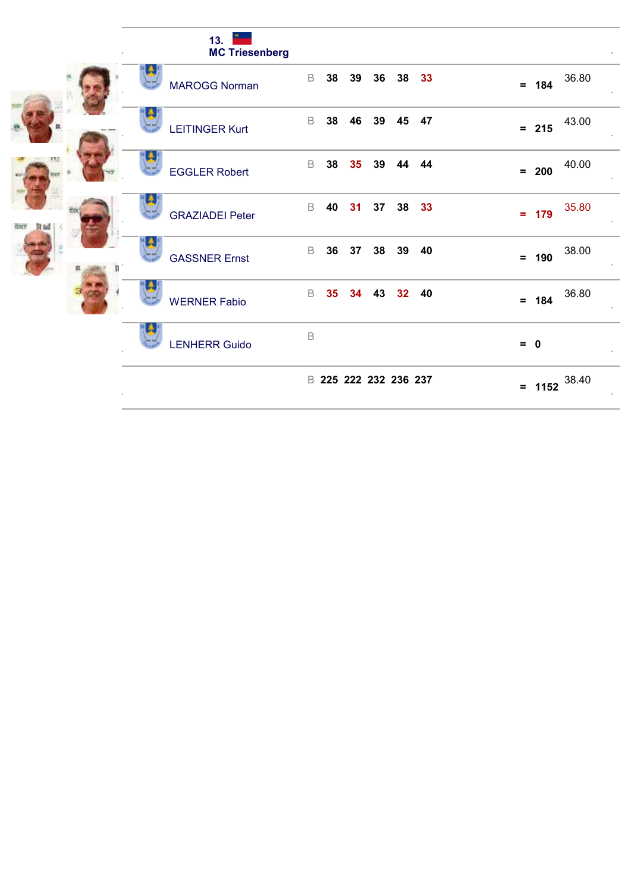## 13. MC Triesenberg

| Name | | R1 | R2 | R3 | R4 | R5 | | Total | Avg |
|---|---|---|---|---|---|---|---|---|---|
| MAROGG Norman | B | 38 | 39 | 36 | 38 | 33 | = | 184 | 36.80 |
| LEITINGER Kurt | B | 38 | 46 | 39 | 45 | 47 | = | 215 | 43.00 |
| EGGLER Robert | B | 38 | 35 | 39 | 44 | 44 | = | 200 | 40.00 |
| GRAZIADEI Peter | B | 40 | 31 | 37 | 38 | 33 | = | 179 | 35.80 |
| GASSNER Ernst | B | 36 | 37 | 38 | 39 | 40 | = | 190 | 38.00 |
| WERNER Fabio | B | 35 | 34 | 43 | 32 | 40 | = | 184 | 36.80 |
| LENHERR Guido | B | | | | | | = | 0 | |
| | B | 225 | 222 | 232 | 236 | 237 | = | 1152 | 38.40 |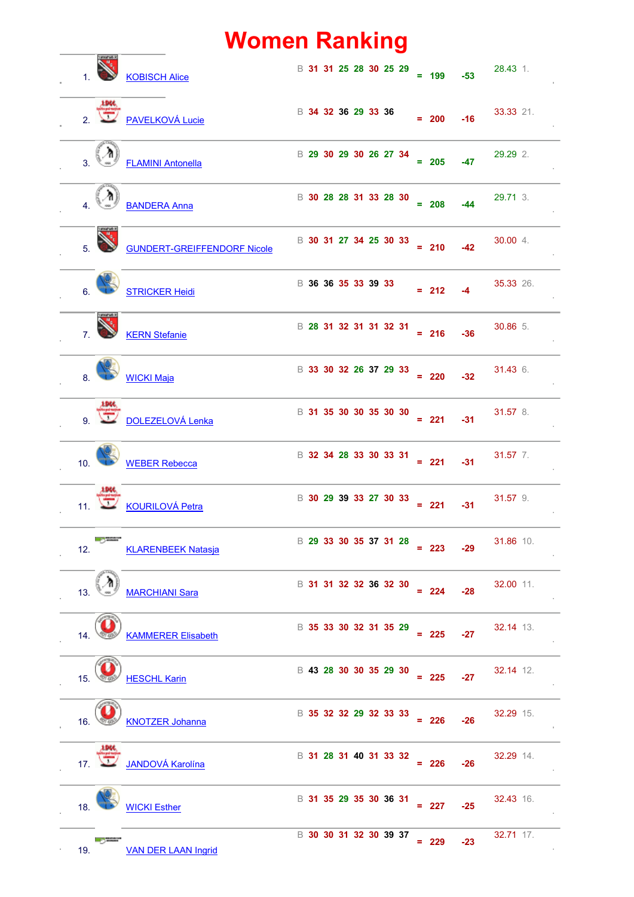# Women Ranking

| Rank | Name | | R1 | R2 | R3 | R4 | R5 | R6 | R7 | | Total | +/- | Avg | Pos |
|---|---|---|---|---|---|---|---|---|---|---|---|---|---|---|
| 1. | KOBISCH Alice | B | 31 | 31 | 25 | 28 | 30 | 25 | 29 | = | 199 | -53 | 28.43 | 1. |
| 2. | PAVELKOVÁ Lucie | B | 34 | 32 | 36 | 29 | 33 | 36 | | = | 200 | -16 | 33.33 | 21. |
| 3. | FLAMINI Antonella | B | 29 | 30 | 29 | 30 | 26 | 27 | 34 | = | 205 | -47 | 29.29 | 2. |
| 4. | BANDERA Anna | B | 30 | 28 | 28 | 31 | 33 | 28 | 30 | = | 208 | -44 | 29.71 | 3. |
| 5. | GUNDERT-GREIFFENDORF Nicole | B | 30 | 31 | 27 | 34 | 25 | 30 | 33 | = | 210 | -42 | 30.00 | 4. |
| 6. | STRICKER Heidi | B | 36 | 36 | 35 | 33 | 39 | 33 | | = | 212 | -4 | 35.33 | 26. |
| 7. | KERN Stefanie | B | 28 | 31 | 32 | 31 | 31 | 32 | 31 | = | 216 | -36 | 30.86 | 5. |
| 8. | WICKI Maja | B | 33 | 30 | 32 | 26 | 37 | 29 | 33 | = | 220 | -32 | 31.43 | 6. |
| 9. | DOLEZELOVÁ Lenka | B | 31 | 35 | 30 | 30 | 35 | 30 | 30 | = | 221 | -31 | 31.57 | 8. |
| 10. | WEBER Rebecca | B | 32 | 34 | 28 | 33 | 30 | 33 | 31 | = | 221 | -31 | 31.57 | 7. |
| 11. | KOURILOVÁ Petra | B | 30 | 29 | 39 | 33 | 27 | 30 | 33 | = | 221 | -31 | 31.57 | 9. |
| 12. | KLARENBEEK Natasja | B | 29 | 33 | 30 | 35 | 37 | 31 | 28 | = | 223 | -29 | 31.86 | 10. |
| 13. | MARCHIANI Sara | B | 31 | 31 | 32 | 32 | 36 | 32 | 30 | = | 224 | -28 | 32.00 | 11. |
| 14. | KAMMERER Elisabeth | B | 35 | 33 | 30 | 32 | 31 | 35 | 29 | = | 225 | -27 | 32.14 | 13. |
| 15. | HESCHL Karin | B | 43 | 28 | 30 | 30 | 35 | 29 | 30 | = | 225 | -27 | 32.14 | 12. |
| 16. | KNOTZER Johanna | B | 35 | 32 | 32 | 29 | 32 | 33 | 33 | = | 226 | -26 | 32.29 | 15. |
| 17. | JANDOVÁ Karolína | B | 31 | 28 | 31 | 40 | 31 | 33 | 32 | = | 226 | -26 | 32.29 | 14. |
| 18. | WICKI Esther | B | 31 | 35 | 29 | 35 | 30 | 36 | 31 | = | 227 | -25 | 32.43 | 16. |
| 19. | VAN DER LAAN Ingrid | B | 30 | 30 | 31 | 32 | 30 | 39 | 37 | = | 229 | -23 | 32.71 | 17. |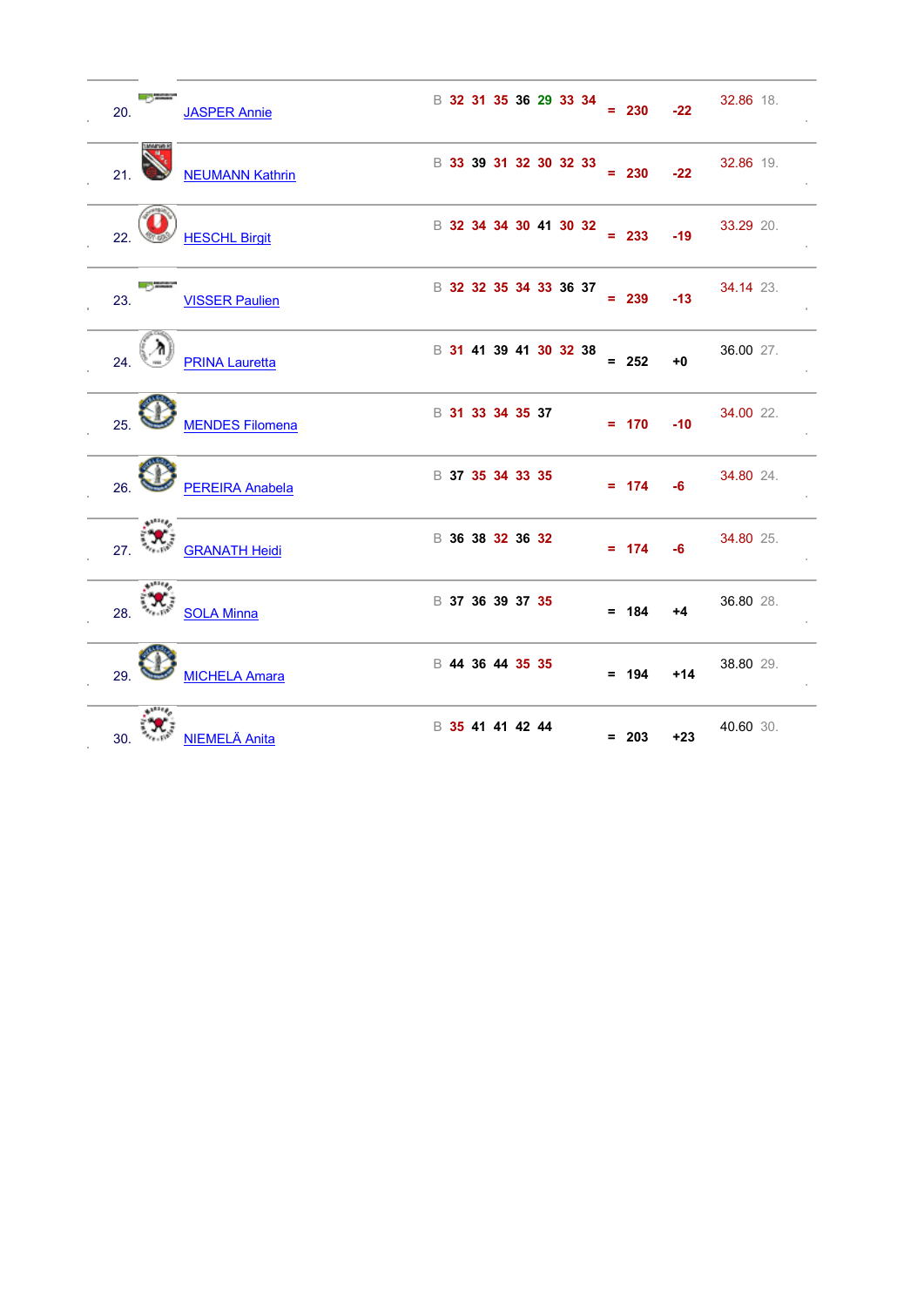| Rank | Name | | R1 | R2 | R3 | R4 | R5 | R6 | R7 | | Total | +/- | Avg | Pos |
|---|---|---|---|---|---|---|---|---|---|---|---|---|---|---|
| 20. | JASPER Annie | B | 32 | 31 | 35 | 36 | 29 | 33 | 34 | = | 230 | -22 | 32.86 | 18. |
| 21. | NEUMANN Kathrin | B | 33 | 39 | 31 | 32 | 30 | 32 | 33 | = | 230 | -22 | 32.86 | 19. |
| 22. | HESCHL Birgit | B | 32 | 34 | 34 | 30 | 41 | 30 | 32 | = | 233 | -19 | 33.29 | 20. |
| 23. | VISSER Paulien | B | 32 | 32 | 35 | 34 | 33 | 36 | 37 | = | 239 | -13 | 34.14 | 23. |
| 24. | PRINA Lauretta | B | 31 | 41 | 39 | 41 | 30 | 32 | 38 | = | 252 | +0 | 36.00 | 27. |
| 25. | MENDES Filomena | B | 31 | 33 | 34 | 35 | 37 | | | = | 170 | -10 | 34.00 | 22. |
| 26. | PEREIRA Anabela | B | 37 | 35 | 34 | 33 | 35 | | | = | 174 | -6 | 34.80 | 24. |
| 27. | GRANATH Heidi | B | 36 | 38 | 32 | 36 | 32 | | | = | 174 | -6 | 34.80 | 25. |
| 28. | SOLA Minna | B | 37 | 36 | 39 | 37 | 35 | | | = | 184 | +4 | 36.80 | 28. |
| 29. | MICHELA Amara | B | 44 | 36 | 44 | 35 | 35 | | | = | 194 | +14 | 38.80 | 29. |
| 30. | NIEMELÄ Anita | B | 35 | 41 | 41 | 42 | 44 | | | = | 203 | +23 | 40.60 | 30. |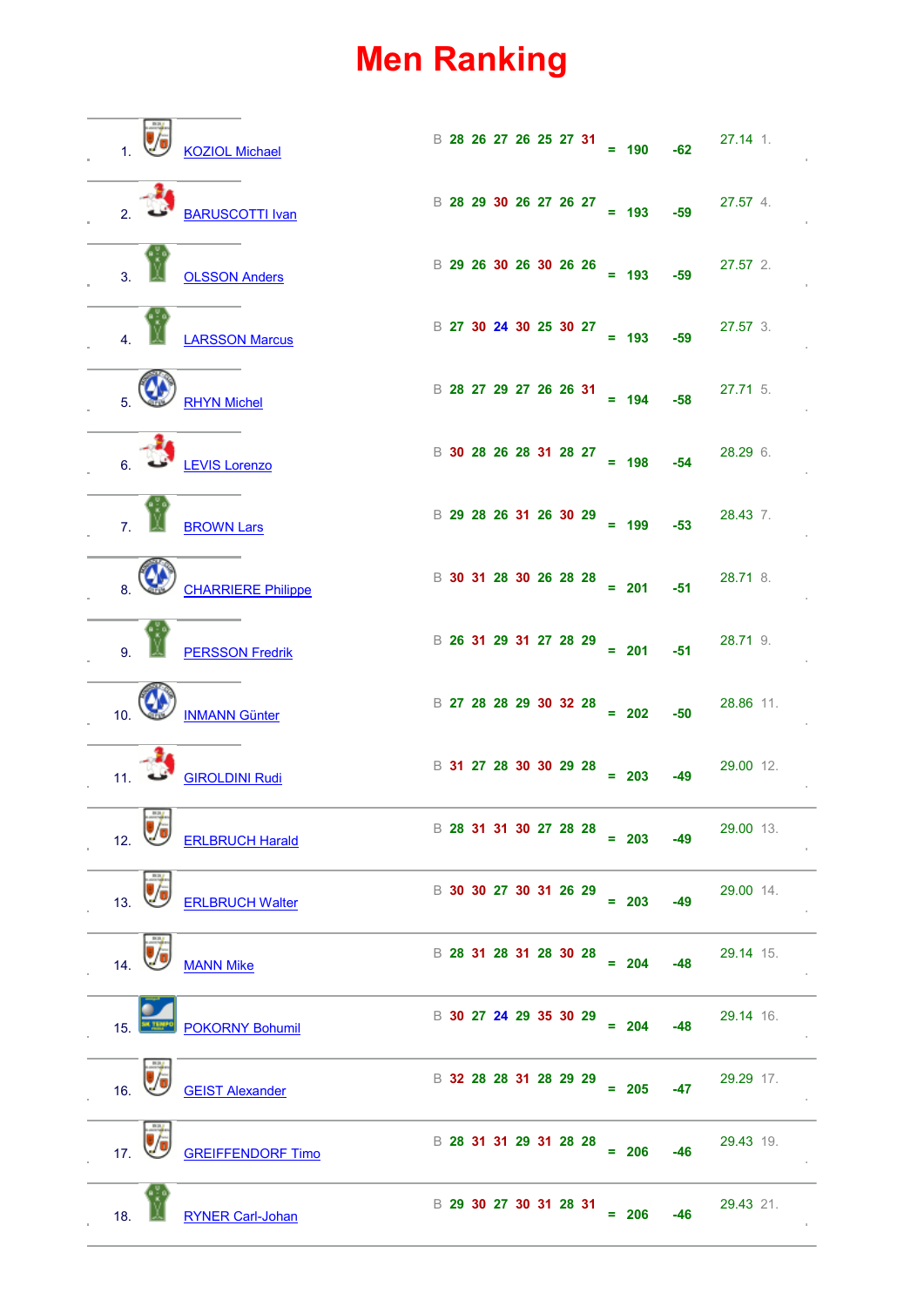# Men Ranking

| Rank | Name | | R1 | R2 | R3 | R4 | R5 | R6 | R7 | | Total | +/- | Avg | Prev |
|---|---|---|---|---|---|---|---|---|---|---|---|---|---|---|
| 1. | KOZIOL Michael | B | 28 | 26 | 27 | 26 | 25 | 27 | 31 | = | 190 | -62 | 27.14 | 1. |
| 2. | BARUSCOTTI Ivan | B | 28 | 29 | 30 | 26 | 27 | 26 | 27 | = | 193 | -59 | 27.57 | 4. |
| 3. | OLSSON Anders | B | 29 | 26 | 30 | 26 | 30 | 26 | 26 | = | 193 | -59 | 27.57 | 2. |
| 4. | LARSSON Marcus | B | 27 | 30 | 24 | 30 | 25 | 30 | 27 | = | 193 | -59 | 27.57 | 3. |
| 5. | RHYN Michel | B | 28 | 27 | 29 | 27 | 26 | 26 | 31 | = | 194 | -58 | 27.71 | 5. |
| 6. | LEVIS Lorenzo | B | 30 | 28 | 26 | 28 | 31 | 28 | 27 | = | 198 | -54 | 28.29 | 6. |
| 7. | BROWN Lars | B | 29 | 28 | 26 | 31 | 26 | 30 | 29 | = | 199 | -53 | 28.43 | 7. |
| 8. | CHARRIERE Philippe | B | 30 | 31 | 28 | 30 | 26 | 28 | 28 | = | 201 | -51 | 28.71 | 8. |
| 9. | PERSSON Fredrik | B | 26 | 31 | 29 | 31 | 27 | 28 | 29 | = | 201 | -51 | 28.71 | 9. |
| 10. | INMANN Günter | B | 27 | 28 | 28 | 29 | 30 | 32 | 28 | = | 202 | -50 | 28.86 | 11. |
| 11. | GIROLDINI Rudi | B | 31 | 27 | 28 | 30 | 30 | 29 | 28 | = | 203 | -49 | 29.00 | 12. |
| 12. | ERLBRUCH Harald | B | 28 | 31 | 31 | 30 | 27 | 28 | 28 | = | 203 | -49 | 29.00 | 13. |
| 13. | ERLBRUCH Walter | B | 30 | 30 | 27 | 30 | 31 | 26 | 29 | = | 203 | -49 | 29.00 | 14. |
| 14. | MANN Mike | B | 28 | 31 | 28 | 31 | 28 | 30 | 28 | = | 204 | -48 | 29.14 | 15. |
| 15. | POKORNY Bohumil | B | 30 | 27 | 24 | 29 | 35 | 30 | 29 | = | 204 | -48 | 29.14 | 16. |
| 16. | GEIST Alexander | B | 32 | 28 | 28 | 31 | 28 | 29 | 29 | = | 205 | -47 | 29.29 | 17. |
| 17. | GREIFFENDORF Timo | B | 28 | 31 | 31 | 29 | 31 | 28 | 28 | = | 206 | -46 | 29.43 | 19. |
| 18. | RYNER Carl-Johan | B | 29 | 30 | 27 | 30 | 31 | 28 | 31 | = | 206 | -46 | 29.43 | 21. |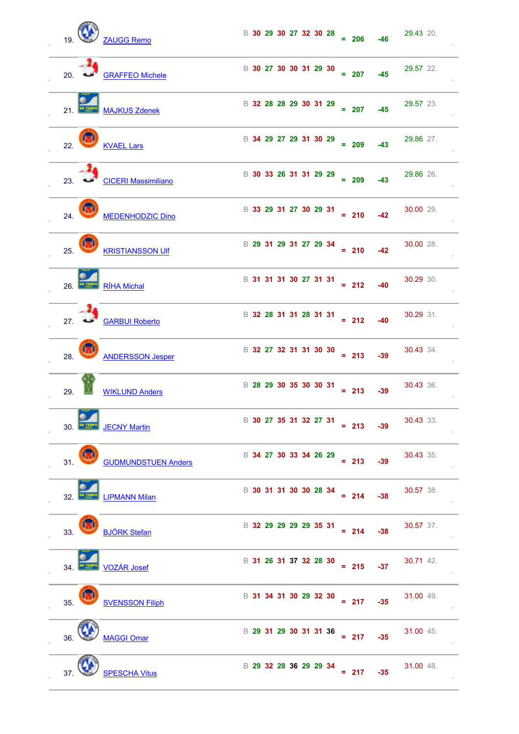| Rank | Name | | 1 | 2 | 3 | 4 | 5 | 6 | 7 | | Total | Diff | Avg | Prev |
|---|---|---|---|---|---|---|---|---|---|---|---|---|---|---|
| 19. | ZAUGG Remo | B | 30 | 29 | 30 | 27 | 32 | 30 | 28 | = | 206 | -46 | 29.43 | 20. |
| 20. | GRAFFEO Michele | B | 30 | 27 | 30 | 30 | 31 | 29 | 30 | = | 207 | -45 | 29.57 | 22. |
| 21. | MAJKUS Zdenek | B | 32 | 28 | 28 | 29 | 30 | 31 | 29 | = | 207 | -45 | 29.57 | 23. |
| 22. | KVAEL Lars | B | 34 | 29 | 27 | 29 | 31 | 30 | 29 | = | 209 | -43 | 29.86 | 27. |
| 23. | CICERI Massimiliano | B | 30 | 33 | 26 | 31 | 31 | 29 | 29 | = | 209 | -43 | 29.86 | 26. |
| 24. | MEDENHODZIC Dino | B | 33 | 29 | 31 | 27 | 30 | 29 | 31 | = | 210 | -42 | 30.00 | 29. |
| 25. | KRISTIANSSON Ulf | B | 29 | 31 | 29 | 31 | 27 | 29 | 34 | = | 210 | -42 | 30.00 | 28. |
| 26. | ŘÍHA Michal | B | 31 | 31 | 31 | 30 | 27 | 31 | 31 | = | 212 | -40 | 30.29 | 30. |
| 27. | GARBUI Roberto | B | 32 | 28 | 31 | 31 | 28 | 31 | 31 | = | 212 | -40 | 30.29 | 31. |
| 28. | ANDERSSON Jesper | B | 32 | 27 | 32 | 31 | 31 | 30 | 30 | = | 213 | -39 | 30.43 | 34. |
| 29. | WIKLUND Anders | B | 28 | 29 | 30 | 35 | 30 | 30 | 31 | = | 213 | -39 | 30.43 | 36. |
| 30. | JECNY Martin | B | 30 | 27 | 35 | 31 | 32 | 27 | 31 | = | 213 | -39 | 30.43 | 33. |
| 31. | GUDMUNDSTUEN Anders | B | 34 | 27 | 30 | 33 | 34 | 26 | 29 | = | 213 | -39 | 30.43 | 35. |
| 32. | LIPMANN Milan | B | 30 | 31 | 31 | 30 | 30 | 28 | 34 | = | 214 | -38 | 30.57 | 38. |
| 33. | BJÖRK Stefan | B | 32 | 29 | 29 | 29 | 29 | 35 | 31 | = | 214 | -38 | 30.57 | 37. |
| 34. | VOZÁR Josef | B | 31 | 26 | 31 | 37 | 32 | 28 | 30 | = | 215 | -37 | 30.71 | 42. |
| 35. | SVENSSON Filiph | B | 31 | 34 | 31 | 30 | 29 | 32 | 30 | = | 217 | -35 | 31.00 | 49. |
| 36. | MAGGI Omar | B | 29 | 31 | 29 | 30 | 31 | 31 | 36 | = | 217 | -35 | 31.00 | 45. |
| 37. | SPESCHA Vitus | B | 29 | 32 | 28 | 36 | 29 | 29 | 34 | = | 217 | -35 | 31.00 | 48. |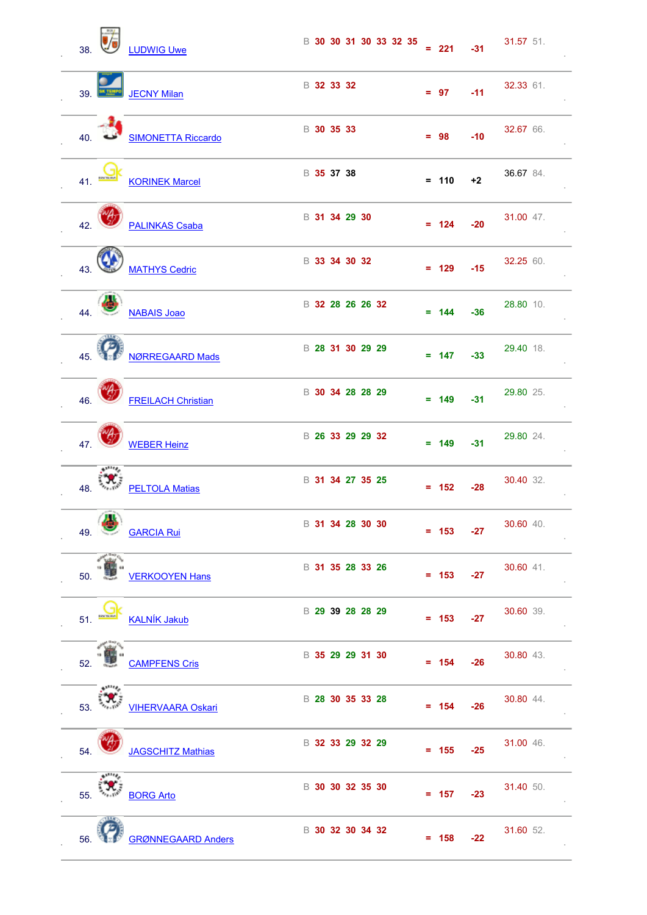| Rank | Name | | Scores | | Total | +/- | Avg | |
|---|---|---|---|---|---|---|---|---|
| 38. | LUDWIG Uwe | B | 30 30 31 30 33 32 35 | = | 221 | -31 | 31.57 | 51. |
| 39. | JECNY Milan | B | 32 33 32 | = | 97 | -11 | 32.33 | 61. |
| 40. | SIMONETTA Riccardo | B | 30 35 33 | = | 98 | -10 | 32.67 | 66. |
| 41. | KORINEK Marcel | B | 35 37 38 | = | 110 | +2 | 36.67 | 84. |
| 42. | PALINKAS Csaba | B | 31 34 29 30 | = | 124 | -20 | 31.00 | 47. |
| 43. | MATHYS Cedric | B | 33 34 30 32 | = | 129 | -15 | 32.25 | 60. |
| 44. | NABAIS Joao | B | 32 28 26 26 32 | = | 144 | -36 | 28.80 | 10. |
| 45. | NØRREGAARD Mads | B | 28 31 30 29 29 | = | 147 | -33 | 29.40 | 18. |
| 46. | FREILACH Christian | B | 30 34 28 28 29 | = | 149 | -31 | 29.80 | 25. |
| 47. | WEBER Heinz | B | 26 33 29 29 32 | = | 149 | -31 | 29.80 | 24. |
| 48. | PELTOLA Matias | B | 31 34 27 35 25 | = | 152 | -28 | 30.40 | 32. |
| 49. | GARCIA Rui | B | 31 34 28 30 30 | = | 153 | -27 | 30.60 | 40. |
| 50. | VERKOOYEN Hans | B | 31 35 28 33 26 | = | 153 | -27 | 30.60 | 41. |
| 51. | KALNÍK Jakub | B | 29 39 28 28 29 | = | 153 | -27 | 30.60 | 39. |
| 52. | CAMPFENS Cris | B | 35 29 29 31 30 | = | 154 | -26 | 30.80 | 43. |
| 53. | VIHERVAARA Oskari | B | 28 30 35 33 28 | = | 154 | -26 | 30.80 | 44. |
| 54. | JAGSCHITZ Mathias | B | 32 33 29 32 29 | = | 155 | -25 | 31.00 | 46. |
| 55. | BORG Arto | B | 30 30 32 35 30 | = | 157 | -23 | 31.40 | 50. |
| 56. | GRØNNEGAARD Anders | B | 30 32 30 34 32 | = | 158 | -22 | 31.60 | 52. |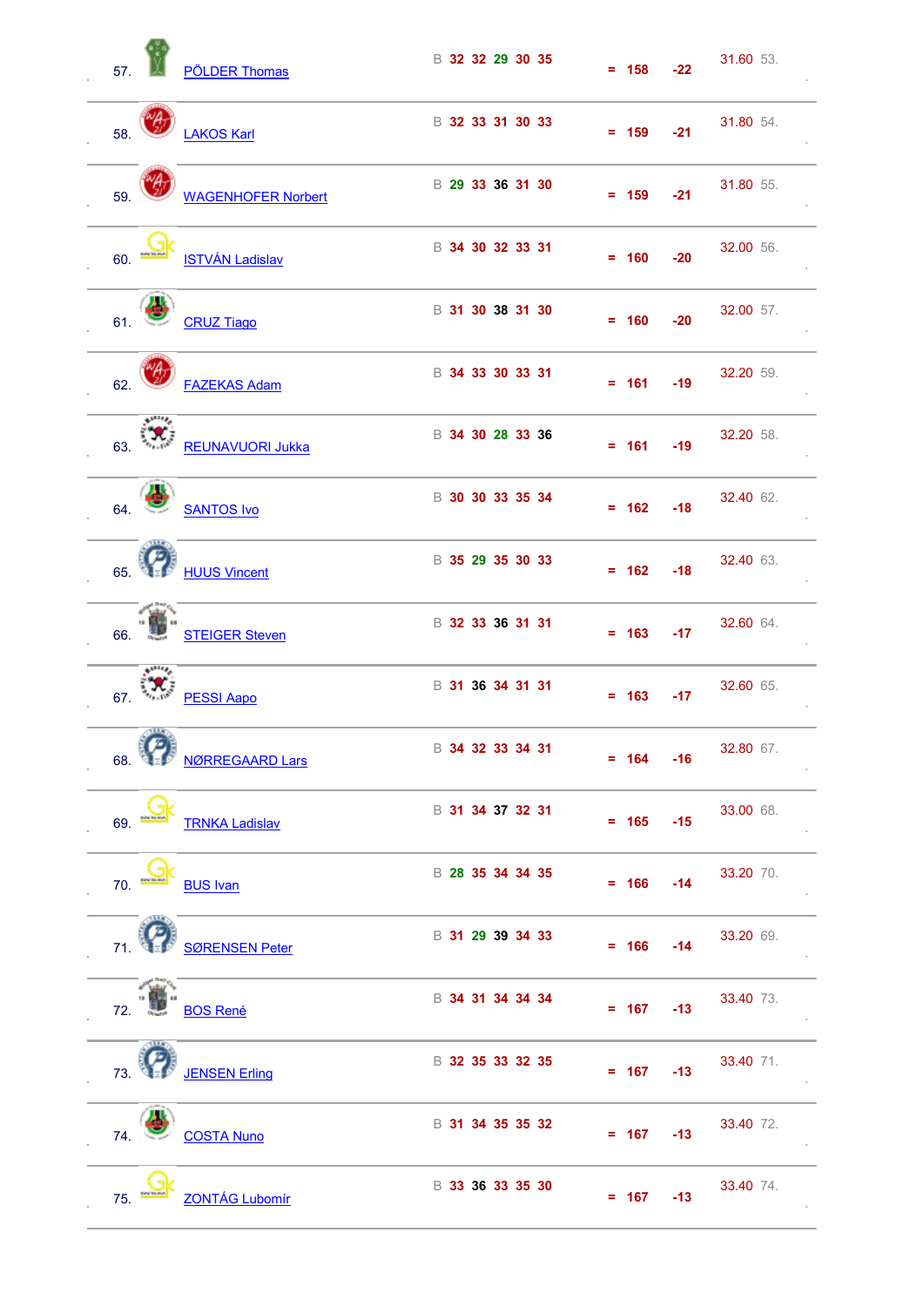| | Name | | R1 | R2 | R3 | R4 | R5 | | Total | +/- | Avg | |
|---|---|---|---|---|---|---|---|---|---|---|---|---|
| 57. | PÖLDER Thomas | B | 32 | 32 | 29 | 30 | 35 | = | 158 | -22 | 31.60 | 53. |
| 58. | LAKOS Karl | B | 32 | 33 | 31 | 30 | 33 | = | 159 | -21 | 31.80 | 54. |
| 59. | WAGENHOFER Norbert | B | 29 | 33 | 36 | 31 | 30 | = | 159 | -21 | 31.80 | 55. |
| 60. | ISTVÁN Ladislav | B | 34 | 30 | 32 | 33 | 31 | = | 160 | -20 | 32.00 | 56. |
| 61. | CRUZ Tiago | B | 31 | 30 | 38 | 31 | 30 | = | 160 | -20 | 32.00 | 57. |
| 62. | FAZEKAS Adam | B | 34 | 33 | 30 | 33 | 31 | = | 161 | -19 | 32.20 | 59. |
| 63. | REUNAVUORI Jukka | B | 34 | 30 | 28 | 33 | 36 | = | 161 | -19 | 32.20 | 58. |
| 64. | SANTOS Ivo | B | 30 | 30 | 33 | 35 | 34 | = | 162 | -18 | 32.40 | 62. |
| 65. | HUUS Vincent | B | 35 | 29 | 35 | 30 | 33 | = | 162 | -18 | 32.40 | 63. |
| 66. | STEIGER Steven | B | 32 | 33 | 36 | 31 | 31 | = | 163 | -17 | 32.60 | 64. |
| 67. | PESSI Aapo | B | 31 | 36 | 34 | 31 | 31 | = | 163 | -17 | 32.60 | 65. |
| 68. | NØRREGAARD Lars | B | 34 | 32 | 33 | 34 | 31 | = | 164 | -16 | 32.80 | 67. |
| 69. | TRNKA Ladislav | B | 31 | 34 | 37 | 32 | 31 | = | 165 | -15 | 33.00 | 68. |
| 70. | BUS Ivan | B | 28 | 35 | 34 | 34 | 35 | = | 166 | -14 | 33.20 | 70. |
| 71. | SØRENSEN Peter | B | 31 | 29 | 39 | 34 | 33 | = | 166 | -14 | 33.20 | 69. |
| 72. | BOS René | B | 34 | 31 | 34 | 34 | 34 | = | 167 | -13 | 33.40 | 73. |
| 73. | JENSEN Erling | B | 32 | 35 | 33 | 32 | 35 | = | 167 | -13 | 33.40 | 71. |
| 74. | COSTA Nuno | B | 31 | 34 | 35 | 35 | 32 | = | 167 | -13 | 33.40 | 72. |
| 75. | ZONTÁG Lubomír | B | 33 | 36 | 33 | 35 | 30 | = | 167 | -13 | 33.40 | 74. |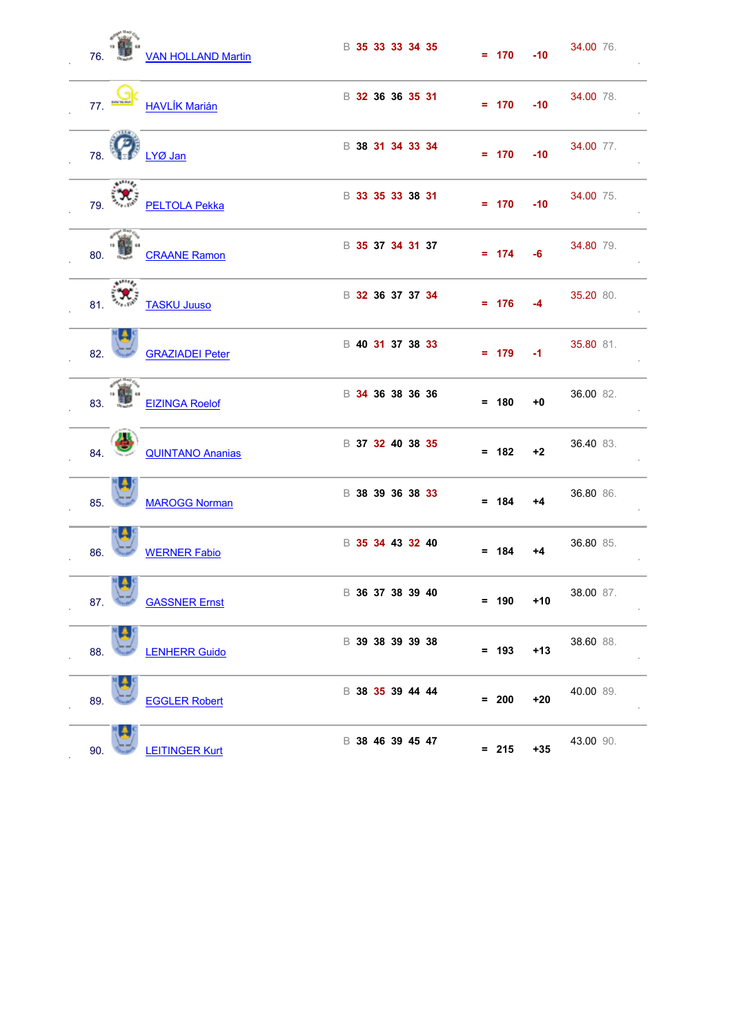| | | | | | | | | | | | | |
|---|---|---|---|---|---|---|---|---|---|---|---|---|
| 76. | VAN HOLLAND Martin | B | 35 | 33 | 33 | 34 | 35 | = | 170 | -10 | 34.00 | 76. |
| 77. | HAVLÍK Marián | B | 32 | 36 | 36 | 35 | 31 | = | 170 | -10 | 34.00 | 78. |
| 78. | LYØ Jan | B | 38 | 31 | 34 | 33 | 34 | = | 170 | -10 | 34.00 | 77. |
| 79. | PELTOLA Pekka | B | 33 | 35 | 33 | 38 | 31 | = | 170 | -10 | 34.00 | 75. |
| 80. | CRAANE Ramon | B | 35 | 37 | 34 | 31 | 37 | = | 174 | -6 | 34.80 | 79. |
| 81. | TASKU Juuso | B | 32 | 36 | 37 | 37 | 34 | = | 176 | -4 | 35.20 | 80. |
| 82. | GRAZIADEI Peter | B | 40 | 31 | 37 | 38 | 33 | = | 179 | -1 | 35.80 | 81. |
| 83. | EIZINGA Roelof | B | 34 | 36 | 38 | 36 | 36 | = | 180 | +0 | 36.00 | 82. |
| 84. | QUINTANO Ananias | B | 37 | 32 | 40 | 38 | 35 | = | 182 | +2 | 36.40 | 83. |
| 85. | MAROGG Norman | B | 38 | 39 | 36 | 38 | 33 | = | 184 | +4 | 36.80 | 86. |
| 86. | WERNER Fabio | B | 35 | 34 | 43 | 32 | 40 | = | 184 | +4 | 36.80 | 85. |
| 87. | GASSNER Ernst | B | 36 | 37 | 38 | 39 | 40 | = | 190 | +10 | 38.00 | 87. |
| 88. | LENHERR Guido | B | 39 | 38 | 39 | 39 | 38 | = | 193 | +13 | 38.60 | 88. |
| 89. | EGGLER Robert | B | 38 | 35 | 39 | 44 | 44 | = | 200 | +20 | 40.00 | 89. |
| 90. | LEITINGER Kurt | B | 38 | 46 | 39 | 45 | 47 | = | 215 | +35 | 43.00 | 90. |